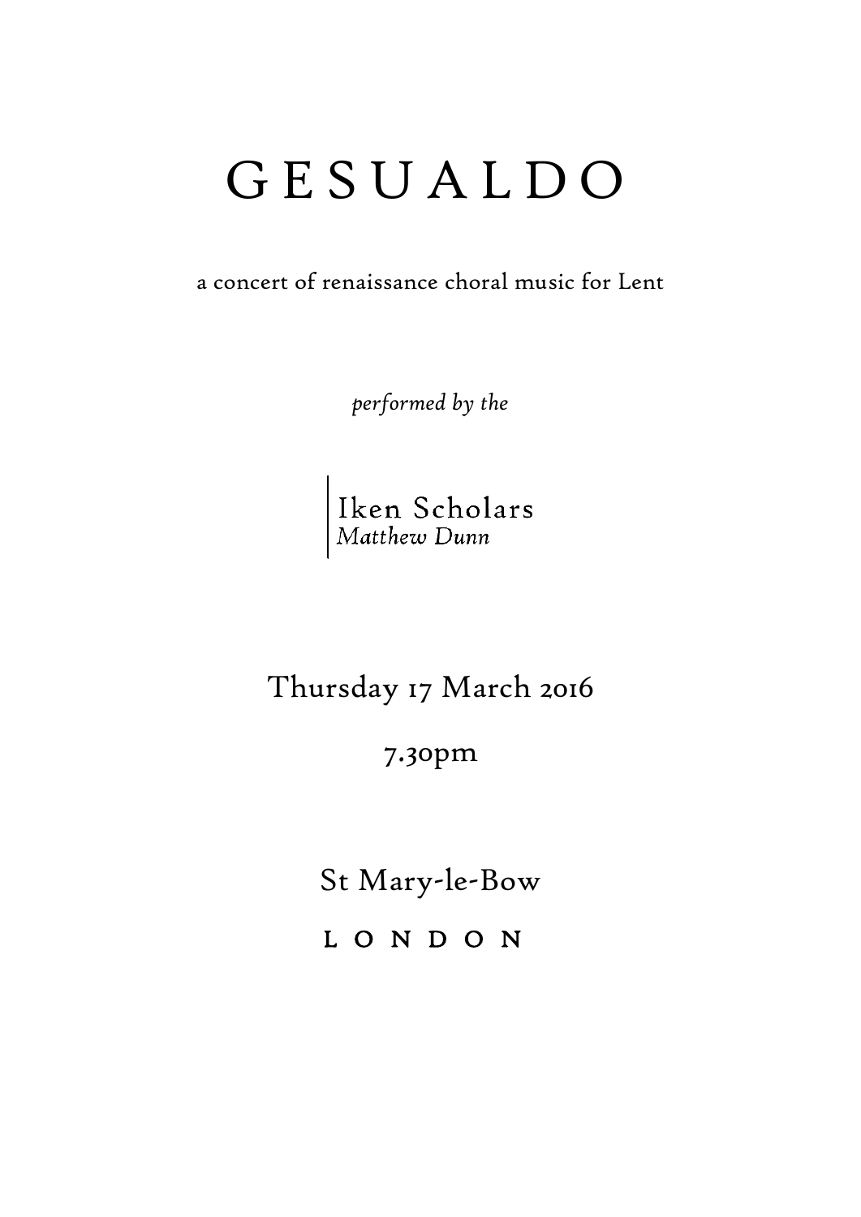# G E S U A L D O

a concert of renaissance choral music for Lent

*performed by the*

Iken Scholars
*Matthew Dunn*

Thursday 17 March 2016

7.30pm

St Mary-le-Bow

L O N D O N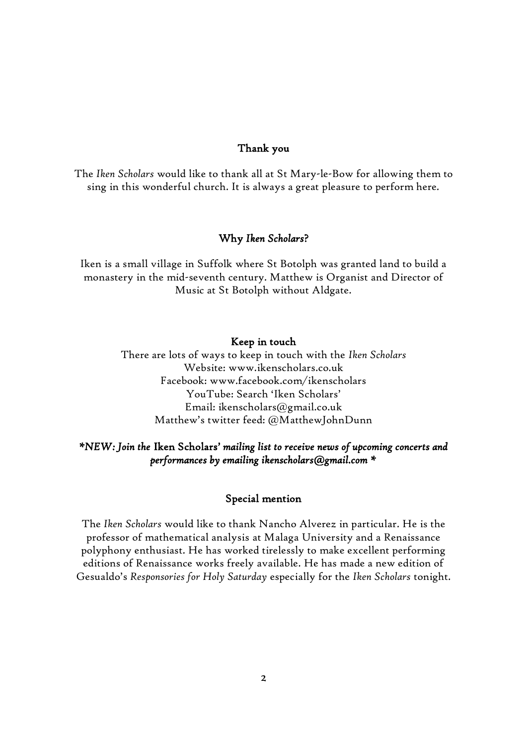## Thank you

The *Iken Scholars* would like to thank all at St Mary-le-Bow for allowing them to sing in this wonderful church. It is always a great pleasure to perform here.

## Why *Iken Scholars*?

Iken is a small village in Suffolk where St Botolph was granted land to build a monastery in the mid-seventh century. Matthew is Organist and Director of Music at St Botolph without Aldgate.

## Keep in touch

There are lots of ways to keep in touch with the *Iken Scholars*
Website: www.ikenscholars.co.uk
Facebook: www.facebook.com/ikenscholars
YouTube: Search 'Iken Scholars'
Email: ikenscholars@gmail.co.uk
Matthew's twitter feed: @MatthewJohnDunn

***NEW: Join the* Iken Scholars' *mailing list to receive news of upcoming concerts and performances by emailing ikenscholars@gmail.com ***

## Special mention

The *Iken Scholars* would like to thank Nancho Alverez in particular. He is the professor of mathematical analysis at Malaga University and a Renaissance polyphony enthusiast. He has worked tirelessly to make excellent performing editions of Renaissance works freely available. He has made a new edition of Gesualdo's *Responsories for Holy Saturday* especially for the *Iken Scholars* tonight.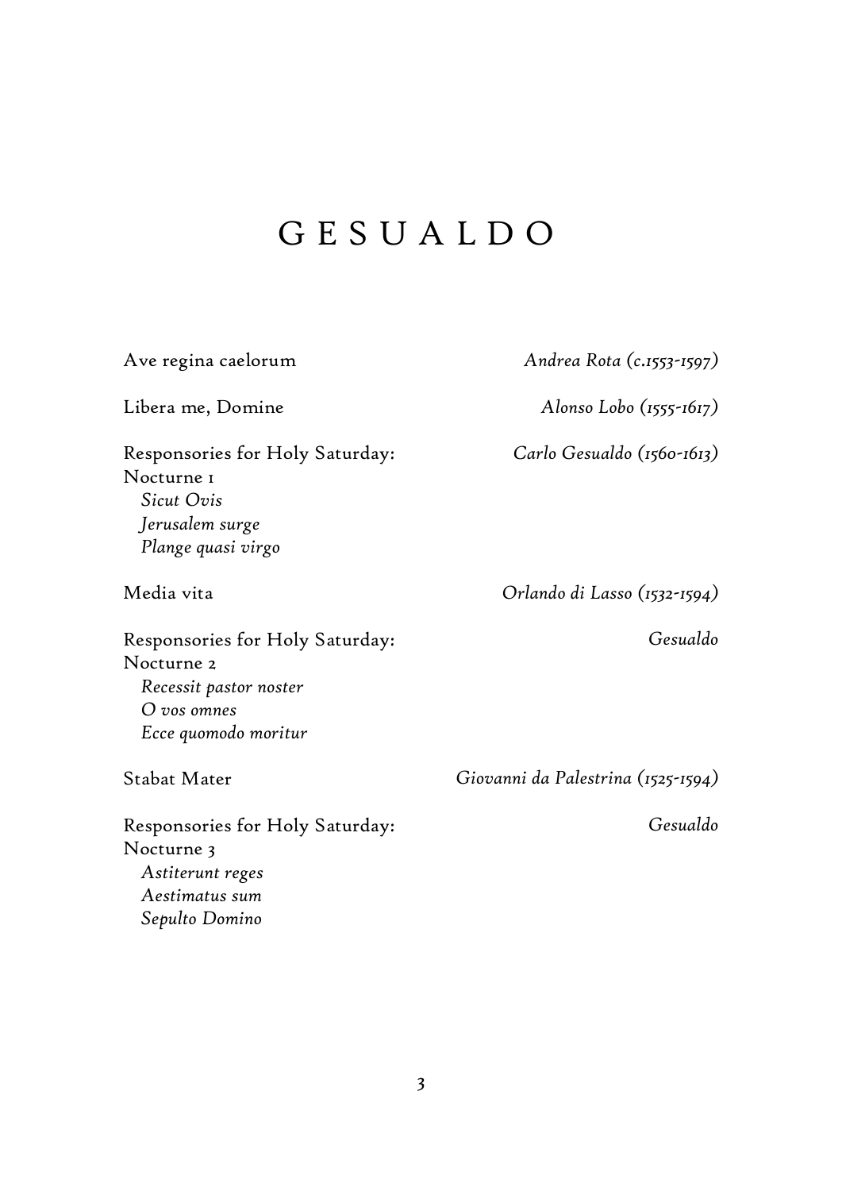# GESUALDO

| | |
|---|---|
| Ave regina caelorum | *Andrea Rota (c.1553-1597)* |
| Libera me, Domine | *Alonso Lobo (1555-1617)* |
| Responsories for Holy Saturday: Nocturne 1<br>*Sicut Ovis*<br>*Jerusalem surge*<br>*Plange quasi virgo* | *Carlo Gesualdo (1560-1613)* |
| Media vita | *Orlando di Lasso (1532-1594)* |
| Responsories for Holy Saturday: Nocturne 2<br>*Recessit pastor noster*<br>*O vos omnes*<br>*Ecce quomodo moritur* | *Gesualdo* |
| Stabat Mater | *Giovanni da Palestrina (1525-1594)* |
| Responsories for Holy Saturday: Nocturne 3<br>*Astiterunt reges*<br>*Aestimatus sum*<br>*Sepulto Domino* | *Gesualdo* |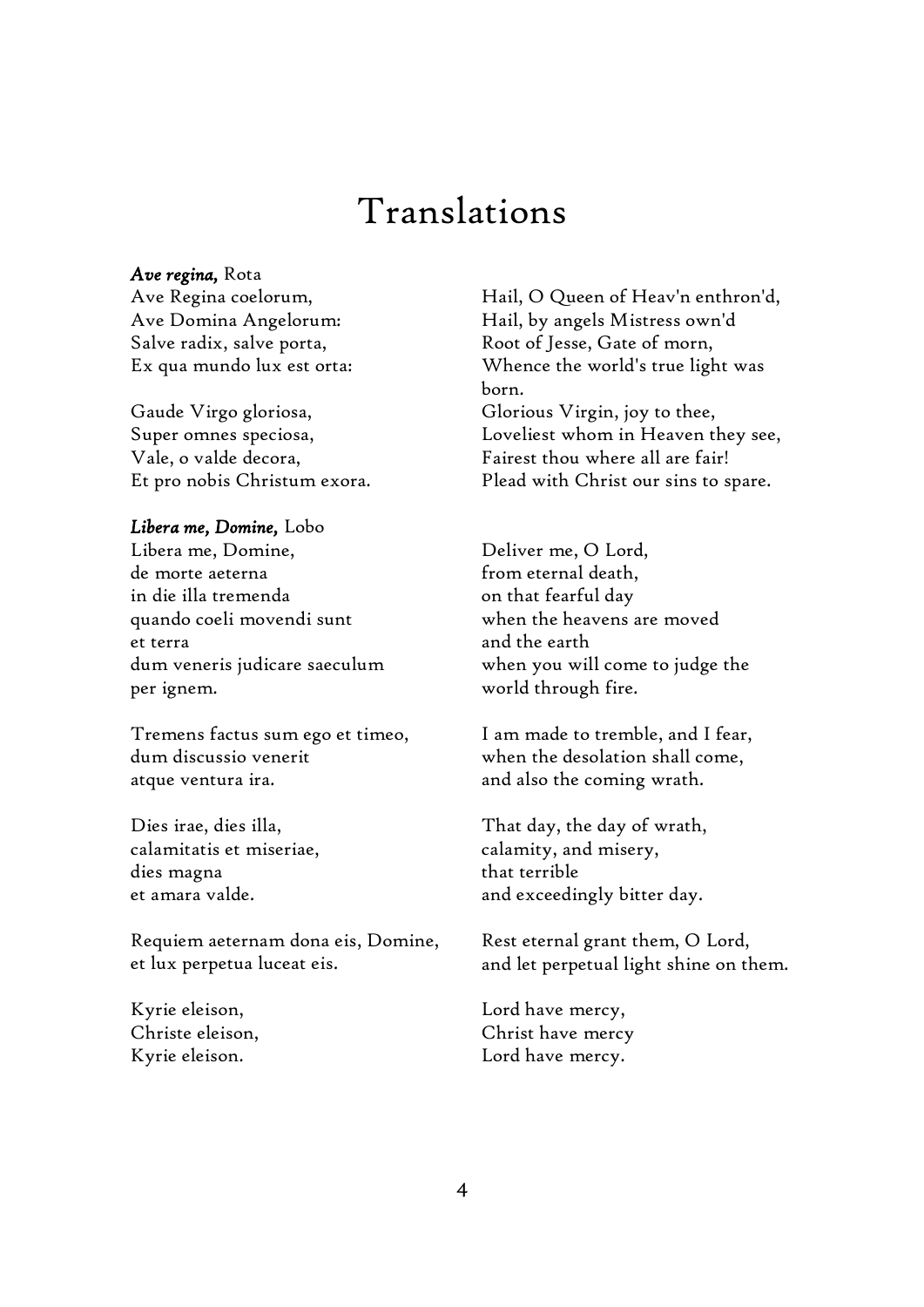# Translations

***Ave regina,*** Rota

Ave Regina coelorum,
Ave Domina Angelorum:
Salve radix, salve porta,
Ex qua mundo lux est orta:

Gaude Virgo gloriosa,
Super omnes speciosa,
Vale, o valde decora,
Et pro nobis Christum exora.

Hail, O Queen of Heav'n enthron'd,
Hail, by angels Mistress own'd
Root of Jesse, Gate of morn,
Whence the world's true light was born.
Glorious Virgin, joy to thee,
Loveliest whom in Heaven they see,
Fairest thou where all are fair!
Plead with Christ our sins to spare.

***Libera me, Domine,*** Lobo

Libera me, Domine,
de morte aeterna
in die illa tremenda
quando coeli movendi sunt
et terra
dum veneris judicare saeculum
per ignem.

Tremens factus sum ego et timeo,
dum discussio venerit
atque ventura ira.

Dies irae, dies illa,
calamitatis et miseriae,
dies magna
et amara valde.

Requiem aeternam dona eis, Domine,
et lux perpetua luceat eis.

Kyrie eleison,
Christe eleison,
Kyrie eleison.

Deliver me, O Lord,
from eternal death,
on that fearful day
when the heavens are moved
and the earth
when you will come to judge the world through fire.

I am made to tremble, and I fear,
when the desolation shall come,
and also the coming wrath.

That day, the day of wrath,
calamity, and misery,
that terrible
and exceedingly bitter day.

Rest eternal grant them, O Lord,
and let perpetual light shine on them.

Lord have mercy,
Christ have mercy
Lord have mercy.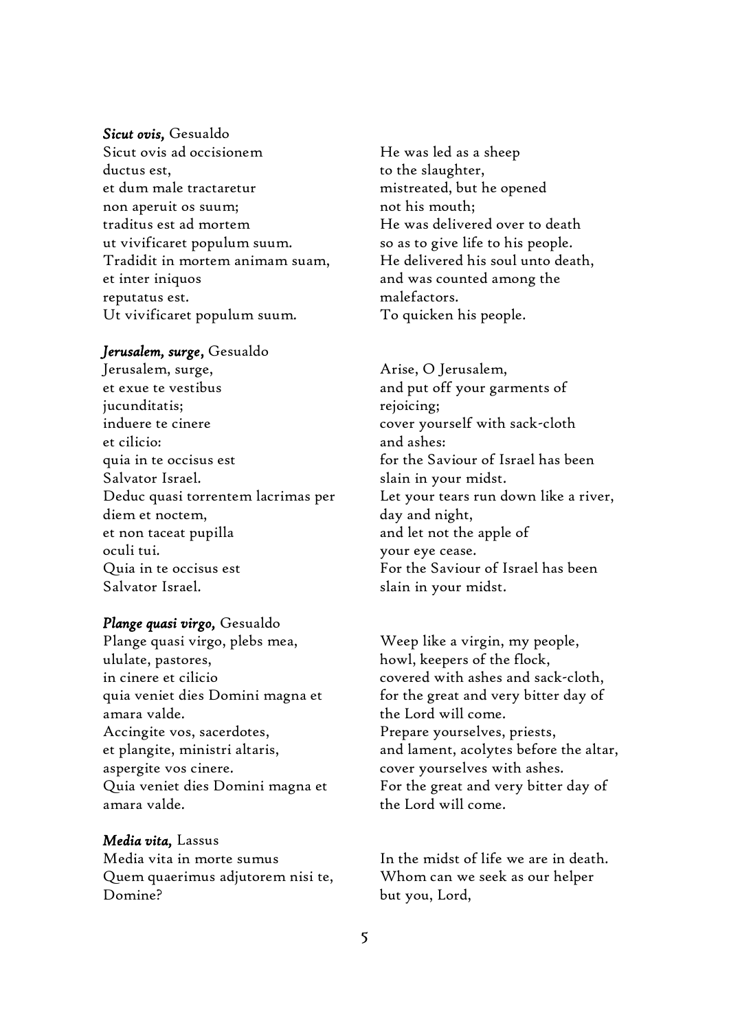***Sicut ovis,*** Gesualdo

Sicut ovis ad occisionem
ductus est,
et dum male tractaretur
non aperuit os suum;
traditus est ad mortem
ut vivificaret populum suum.
Tradidit in mortem animam suam,
et inter iniquos
reputatus est.
Ut vivificaret populum suum.

He was led as a sheep
to the slaughter,
mistreated, but he opened
not his mouth;
He was delivered over to death
so as to give life to his people.
He delivered his soul unto death,
and was counted among the
malefactors.
To quicken his people.

***Jerusalem, surge,*** Gesualdo

Jerusalem, surge,
et exue te vestibus
jucunditatis;
induere te cinere
et cilicio:
quia in te occisus est
Salvator Israel.
Deduc quasi torrentem lacrimas per
diem et noctem,
et non taceat pupilla
oculi tui.
Quia in te occisus est
Salvator Israel.

Arise, O Jerusalem,
and put off your garments of
rejoicing;
cover yourself with sack-cloth
and ashes:
for the Saviour of Israel has been
slain in your midst.
Let your tears run down like a river,
day and night,
and let not the apple of
your eye cease.
For the Saviour of Israel has been
slain in your midst.

***Plange quasi virgo,*** Gesualdo

Plange quasi virgo, plebs mea,
ululate, pastores,
in cinere et cilicio
quia veniet dies Domini magna et
amara valde.
Accingite vos, sacerdotes,
et plangite, ministri altaris,
aspergite vos cinere.
Quia veniet dies Domini magna et
amara valde.

Weep like a virgin, my people,
howl, keepers of the flock,
covered with ashes and sack-cloth,
for the great and very bitter day of
the Lord will come.
Prepare yourselves, priests,
and lament, acolytes before the altar,
cover yourselves with ashes.
For the great and very bitter day of
the Lord will come.

***Media vita,*** Lassus

Media vita in morte sumus
Quem quaerimus adjutorem nisi te,
Domine?

In the midst of life we are in death.
Whom can we seek as our helper
but you, Lord,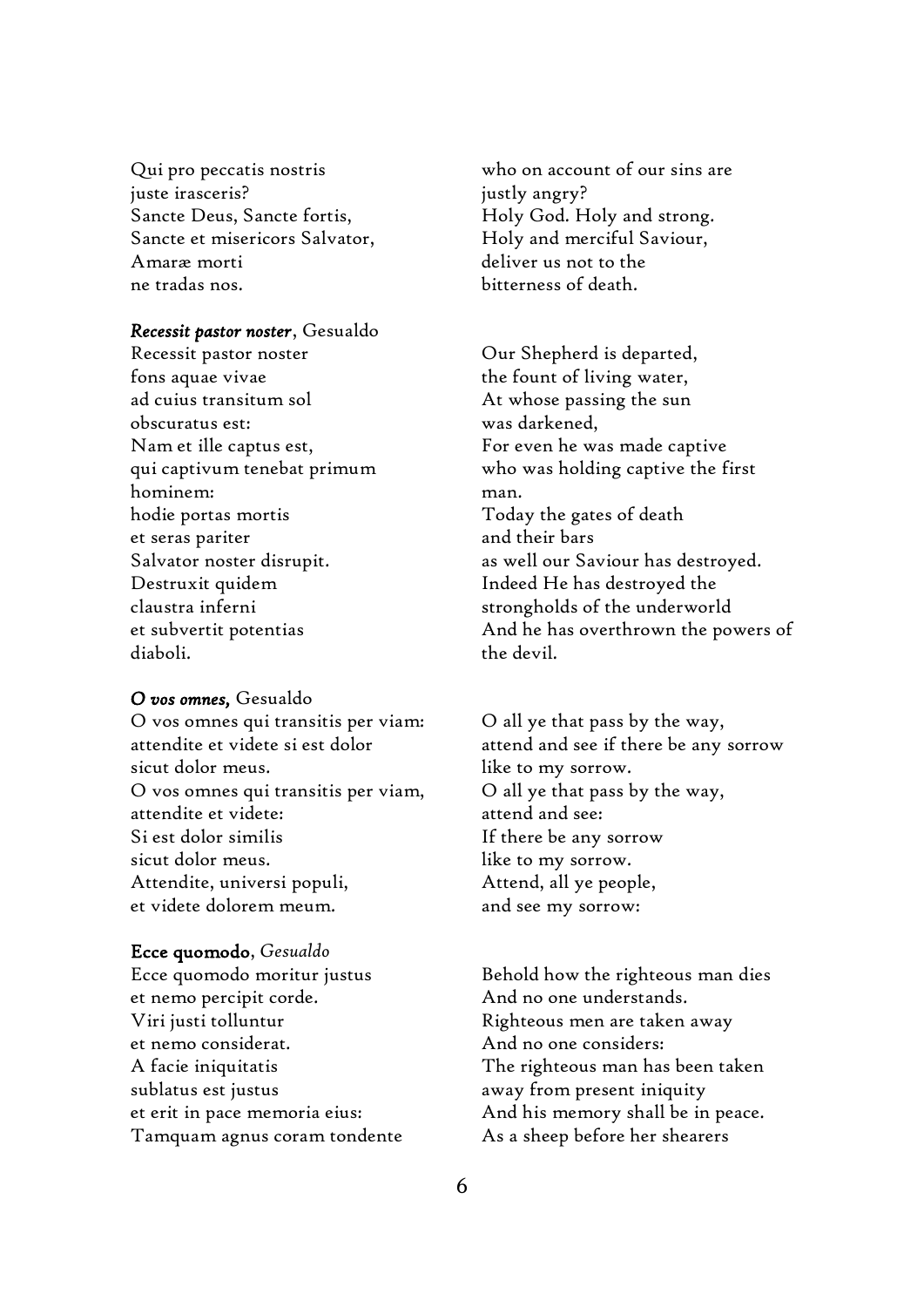Qui pro peccatis nostris
juste irasceris?
Sancte Deus, Sancte fortis,
Sancte et misericors Salvator,
Amaræ morti
ne tradas nos.

who on account of our sins are
justly angry?
Holy God. Holy and strong.
Holy and merciful Saviour,
deliver us not to the
bitterness of death.

***Recessit pastor noster***, Gesualdo

Recessit pastor noster
fons aquae vivae
ad cuius transitum sol
obscuratus est:
Nam et ille captus est,
qui captivum tenebat primum
hominem:
hodie portas mortis
et seras pariter
Salvator noster disrupit.
Destruxit quidem
claustra inferni
et subvertit potentias
diaboli.

Our Shepherd is departed,
the fount of living water,
At whose passing the sun
was darkened,
For even he was made captive
who was holding captive the first
man.
Today the gates of death
and their bars
as well our Saviour has destroyed.
Indeed He has destroyed the
strongholds of the underworld
And he has overthrown the powers of
the devil.

***O vos omnes,*** Gesualdo

O vos omnes qui transitis per viam:
attendite et videte si est dolor
sicut dolor meus.
O vos omnes qui transitis per viam,
attendite et videte:
Si est dolor similis
sicut dolor meus.
Attendite, universi populi,
et videte dolorem meum.

O all ye that pass by the way,
attend and see if there be any sorrow
like to my sorrow.
O all ye that pass by the way,
attend and see:
If there be any sorrow
like to my sorrow.
Attend, all ye people,
and see my sorrow:

**Ecce quomodo**, *Gesualdo*

Ecce quomodo moritur justus
et nemo percipit corde.
Viri justi tolluntur
et nemo considerat.
A facie iniquitatis
sublatus est justus
et erit in pace memoria eius:
Tamquam agnus coram tondente

Behold how the righteous man dies
And no one understands.
Righteous men are taken away
And no one considers:
The righteous man has been taken
away from present iniquity
And his memory shall be in peace.
As a sheep before her shearers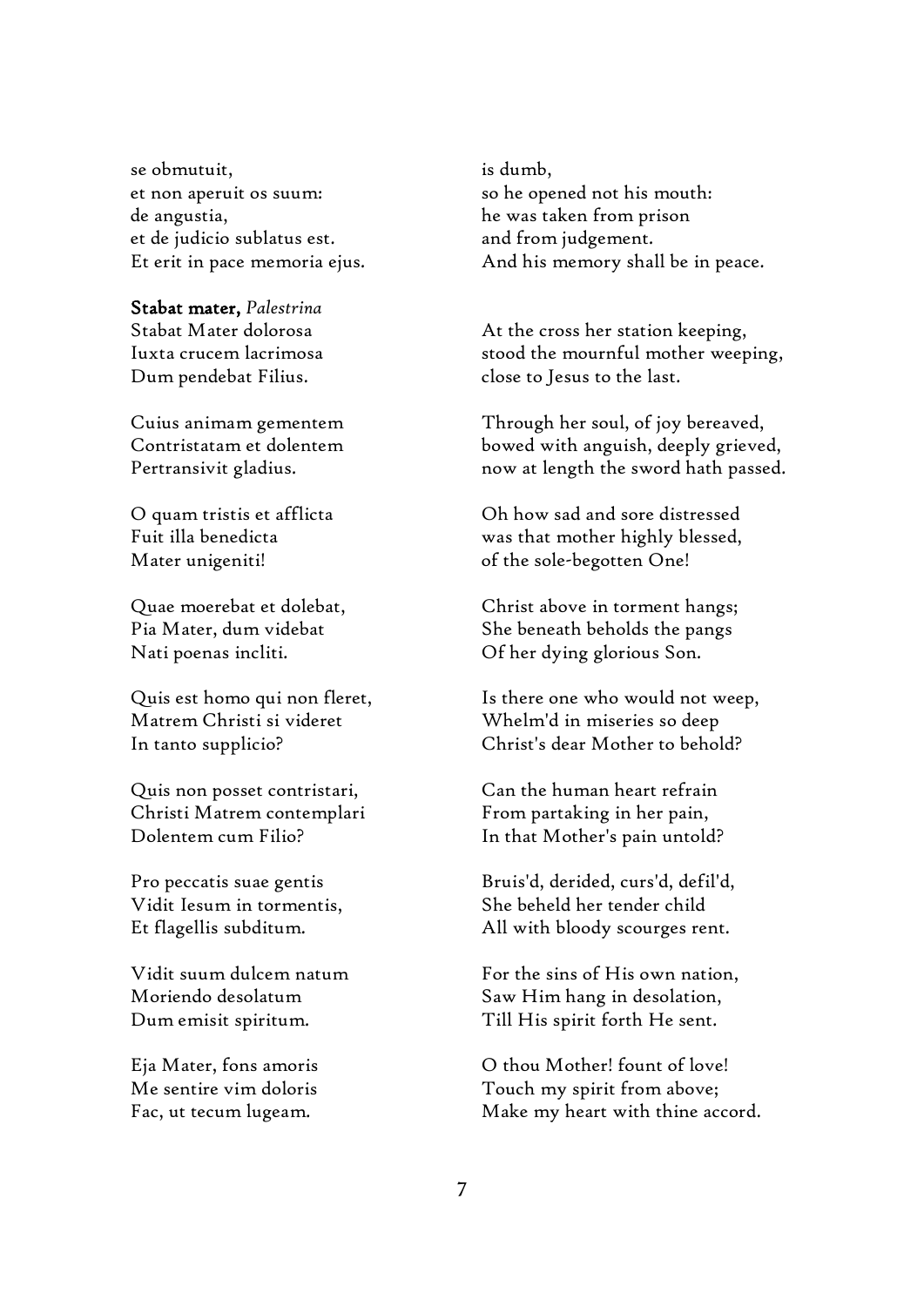se obmutuit,
et non aperuit os suum:
de angustia,
et de judicio sublatus est.
Et erit in pace memoria ejus.

is dumb,
so he opened not his mouth:
he was taken from prison
and from judgement.
And his memory shall be in peace.

**Stabat mater,** *Palestrina*

Stabat Mater dolorosa
Iuxta crucem lacrimosa
Dum pendebat Filius.

At the cross her station keeping,
stood the mournful mother weeping,
close to Jesus to the last.

Cuius animam gementem
Contristatam et dolentem
Pertransivit gladius.

Through her soul, of joy bereaved,
bowed with anguish, deeply grieved,
now at length the sword hath passed.

O quam tristis et afflicta
Fuit illa benedicta
Mater unigeniti!

Oh how sad and sore distressed
was that mother highly blessed,
of the sole-begotten One!

Quae moerebat et dolebat,
Pia Mater, dum videbat
Nati poenas incliti.

Christ above in torment hangs;
She beneath beholds the pangs
Of her dying glorious Son.

Quis est homo qui non fleret,
Matrem Christi si videret
In tanto supplicio?

Is there one who would not weep,
Whelm'd in miseries so deep
Christ's dear Mother to behold?

Quis non posset contristari,
Christi Matrem contemplari
Dolentem cum Filio?

Can the human heart refrain
From partaking in her pain,
In that Mother's pain untold?

Pro peccatis suae gentis
Vidit Iesum in tormentis,
Et flagellis subditum.

Bruis'd, derided, curs'd, defil'd,
She beheld her tender child
All with bloody scourges rent.

Vidit suum dulcem natum
Moriendo desolatum
Dum emisit spiritum.

For the sins of His own nation,
Saw Him hang in desolation,
Till His spirit forth He sent.

Eja Mater, fons amoris
Me sentire vim doloris
Fac, ut tecum lugeam.

O thou Mother! fount of love!
Touch my spirit from above;
Make my heart with thine accord.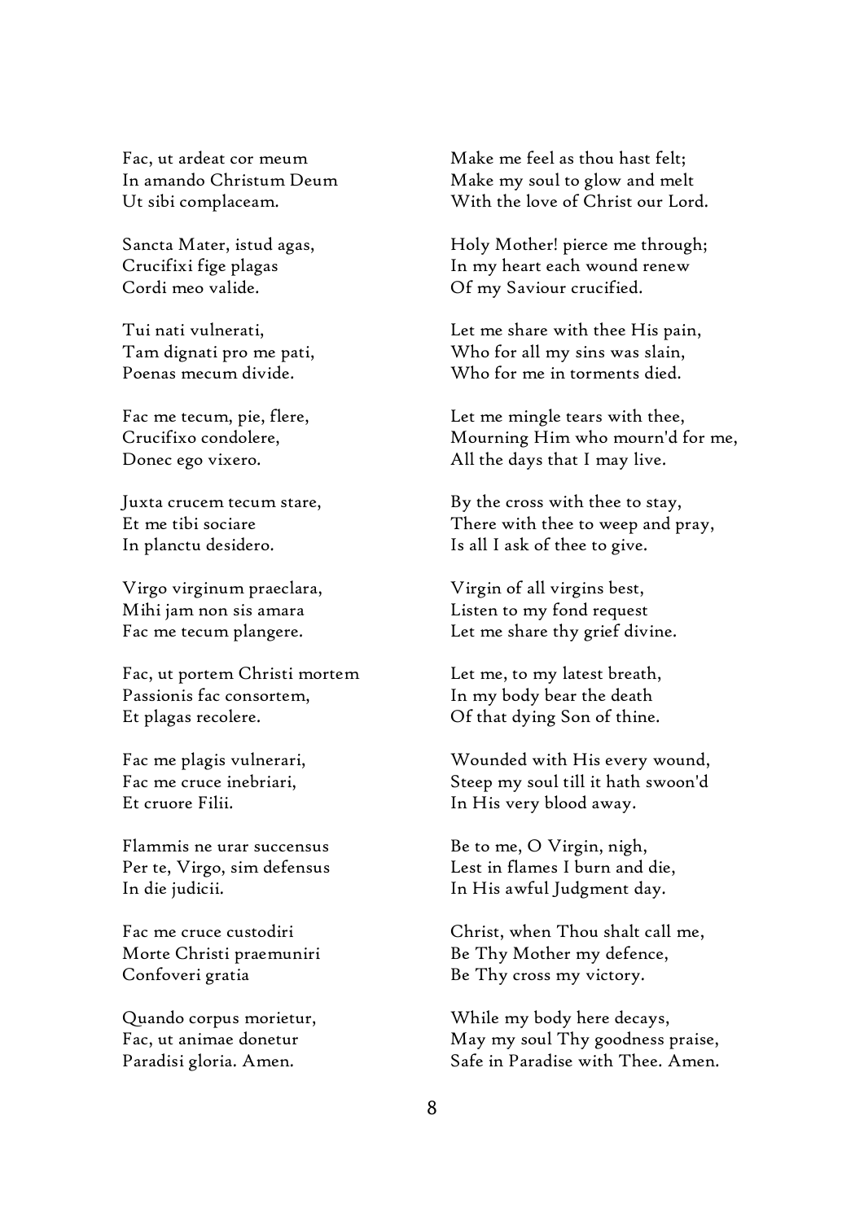Fac, ut ardeat cor meum
In amando Christum Deum
Ut sibi complaceam.

Make me feel as thou hast felt;
Make my soul to glow and melt
With the love of Christ our Lord.

Sancta Mater, istud agas,
Crucifixi fige plagas
Cordi meo valide.

Holy Mother! pierce me through;
In my heart each wound renew
Of my Saviour crucified.

Tui nati vulnerati,
Tam dignati pro me pati,
Poenas mecum divide.

Let me share with thee His pain,
Who for all my sins was slain,
Who for me in torments died.

Fac me tecum, pie, flere,
Crucifixo condolere,
Donec ego vixero.

Let me mingle tears with thee,
Mourning Him who mourn'd for me,
All the days that I may live.

Juxta crucem tecum stare,
Et me tibi sociare
In planctu desidero.

By the cross with thee to stay,
There with thee to weep and pray,
Is all I ask of thee to give.

Virgo virginum praeclara,
Mihi jam non sis amara
Fac me tecum plangere.

Virgin of all virgins best,
Listen to my fond request
Let me share thy grief divine.

Fac, ut portem Christi mortem
Passionis fac consortem,
Et plagas recolere.

Let me, to my latest breath,
In my body bear the death
Of that dying Son of thine.

Fac me plagis vulnerari,
Fac me cruce inebriari,
Et cruore Filii.

Wounded with His every wound,
Steep my soul till it hath swoon'd
In His very blood away.

Flammis ne urar succensus
Per te, Virgo, sim defensus
In die judicii.

Be to me, O Virgin, nigh,
Lest in flames I burn and die,
In His awful Judgment day.

Fac me cruce custodiri
Morte Christi praemuniri
Confoveri gratia

Christ, when Thou shalt call me,
Be Thy Mother my defence,
Be Thy cross my victory.

Quando corpus morietur,
Fac, ut animae donetur
Paradisi gloria. Amen.

While my body here decays,
May my soul Thy goodness praise,
Safe in Paradise with Thee. Amen.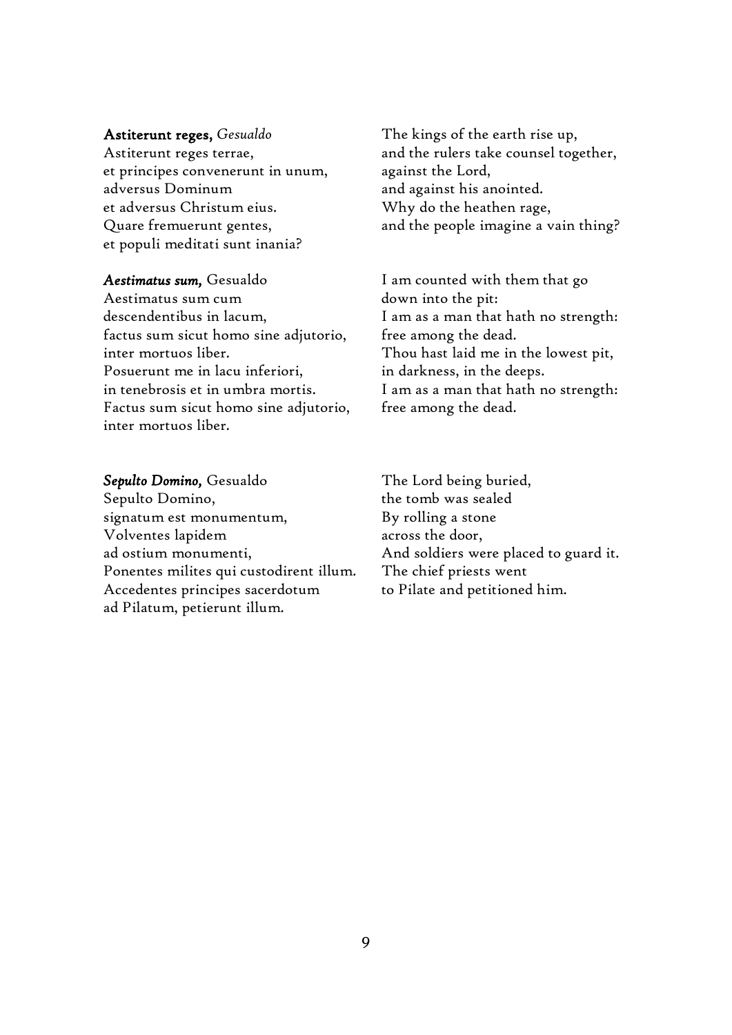**Astiterunt reges,** *Gesualdo*
Astiterunt reges terrae,
et principes convenerunt in unum,
adversus Dominum
et adversus Christum eius.
Quare fremuerunt gentes,
et populi meditati sunt inania?

The kings of the earth rise up,
and the rulers take counsel together,
against the Lord,
and against his anointed.
Why do the heathen rage,
and the people imagine a vain thing?

***Aestimatus sum,*** Gesualdo
Aestimatus sum cum
descendentibus in lacum,
factus sum sicut homo sine adjutorio,
inter mortuos liber.
Posuerunt me in lacu inferiori,
in tenebrosis et in umbra mortis.
Factus sum sicut homo sine adjutorio,
inter mortuos liber.

I am counted with them that go
down into the pit:
I am as a man that hath no strength:
free among the dead.
Thou hast laid me in the lowest pit,
in darkness, in the deeps.
I am as a man that hath no strength:
free among the dead.

***Sepulto Domino,*** Gesualdo
Sepulto Domino,
signatum est monumentum,
Volventes lapidem
ad ostium monumenti,
Ponentes milites qui custodirent illum.
Accedentes principes sacerdotum
ad Pilatum, petierunt illum.

The Lord being buried,
the tomb was sealed
By rolling a stone
across the door,
And soldiers were placed to guard it.
The chief priests went
to Pilate and petitioned him.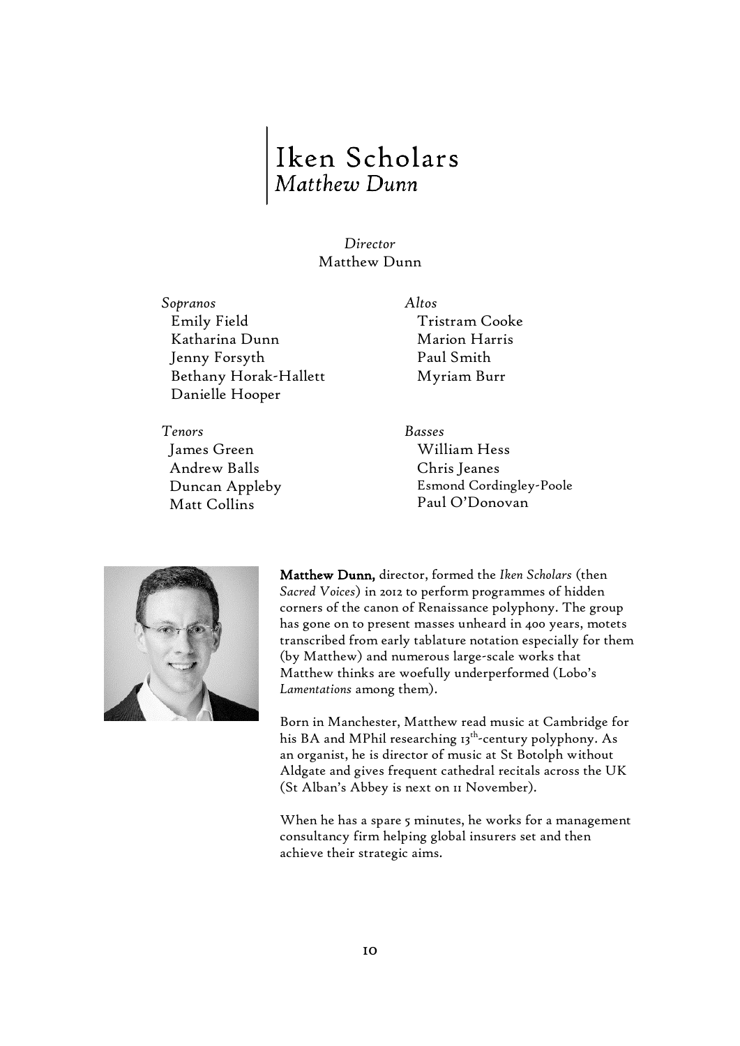# Iken Scholars
## *Matthew Dunn*

*Director*
Matthew Dunn

*Sopranos*
- Emily Field
- Katharina Dunn
- Jenny Forsyth
- Bethany Horak-Hallett
- Danielle Hooper

*Altos*
- Tristram Cooke
- Marion Harris
- Paul Smith
- Myriam Burr

*Tenors*
- James Green
- Andrew Balls
- Duncan Appleby
- Matt Collins

*Basses*
- William Hess
- Chris Jeanes
- Esmond Cordingley-Poole
- Paul O'Donovan

**Matthew Dunn,** director, formed the *Iken Scholars* (then *Sacred Voices*) in 2012 to perform programmes of hidden corners of the canon of Renaissance polyphony. The group has gone on to present masses unheard in 400 years, motets transcribed from early tablature notation especially for them (by Matthew) and numerous large-scale works that Matthew thinks are woefully underperformed (Lobo's *Lamentations* among them).

Born in Manchester, Matthew read music at Cambridge for his BA and MPhil researching 13th-century polyphony. As an organist, he is director of music at St Botolph without Aldgate and gives frequent cathedral recitals across the UK (St Alban's Abbey is next on 11 November).

When he has a spare 5 minutes, he works for a management consultancy firm helping global insurers set and then achieve their strategic aims.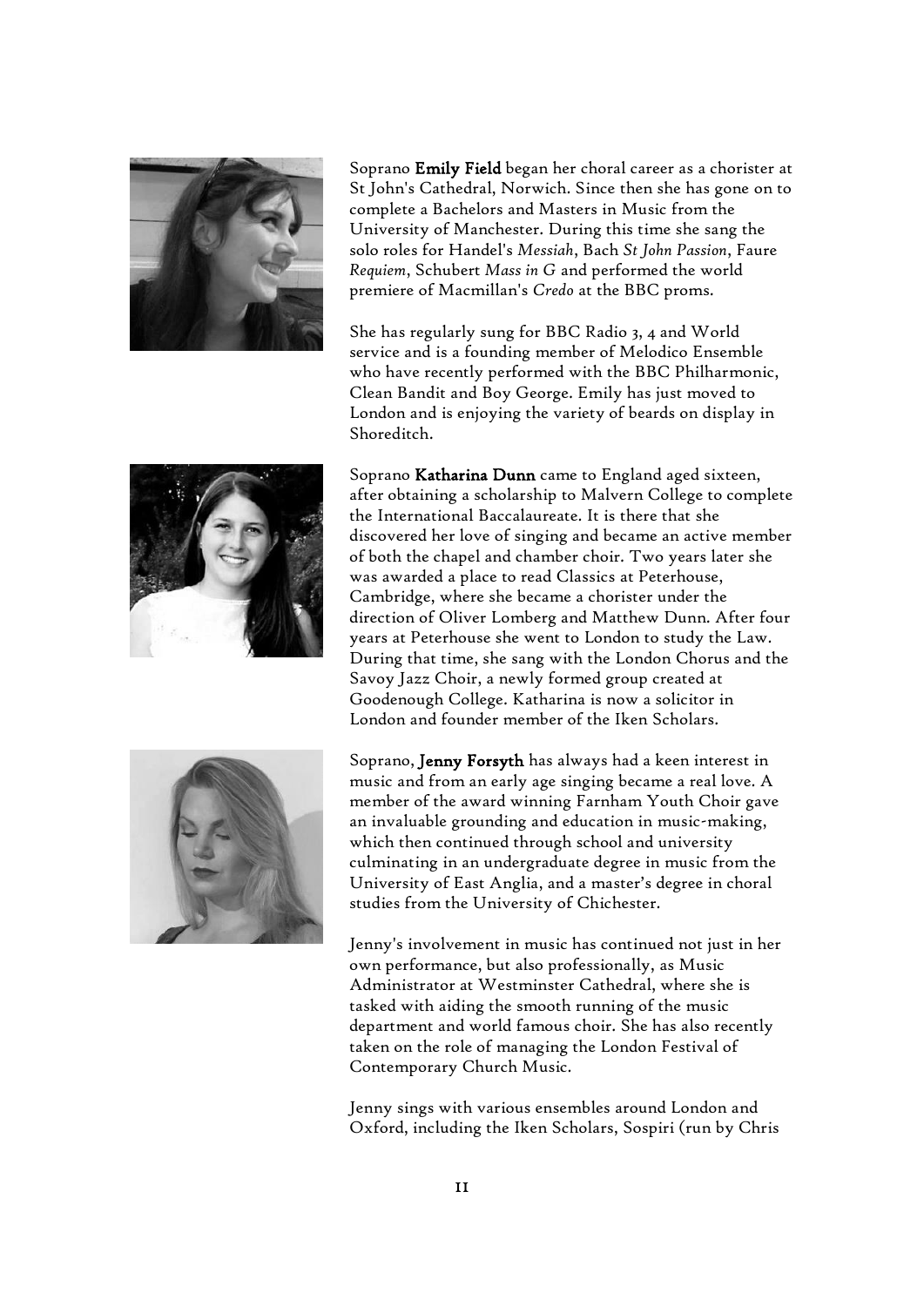Soprano **Emily Field** began her choral career as a chorister at St John's Cathedral, Norwich. Since then she has gone on to complete a Bachelors and Masters in Music from the University of Manchester. During this time she sang the solo roles for Handel's *Messiah*, Bach *St John Passion*, Faure *Requiem*, Schubert *Mass in G* and performed the world premiere of Macmillan's *Credo* at the BBC proms.

She has regularly sung for BBC Radio 3, 4 and World service and is a founding member of Melodico Ensemble who have recently performed with the BBC Philharmonic, Clean Bandit and Boy George. Emily has just moved to London and is enjoying the variety of beards on display in Shoreditch.

Soprano **Katharina Dunn** came to England aged sixteen, after obtaining a scholarship to Malvern College to complete the International Baccalaureate. It is there that she discovered her love of singing and became an active member of both the chapel and chamber choir. Two years later she was awarded a place to read Classics at Peterhouse, Cambridge, where she became a chorister under the direction of Oliver Lomberg and Matthew Dunn. After four years at Peterhouse she went to London to study the Law. During that time, she sang with the London Chorus and the Savoy Jazz Choir, a newly formed group created at Goodenough College. Katharina is now a solicitor in London and founder member of the Iken Scholars.

Soprano, **Jenny Forsyth** has always had a keen interest in music and from an early age singing became a real love. A member of the award winning Farnham Youth Choir gave an invaluable grounding and education in music-making, which then continued through school and university culminating in an undergraduate degree in music from the University of East Anglia, and a master's degree in choral studies from the University of Chichester.

Jenny's involvement in music has continued not just in her own performance, but also professionally, as Music Administrator at Westminster Cathedral, where she is tasked with aiding the smooth running of the music department and world famous choir. She has also recently taken on the role of managing the London Festival of Contemporary Church Music.

Jenny sings with various ensembles around London and Oxford, including the Iken Scholars, Sospiri (run by Chris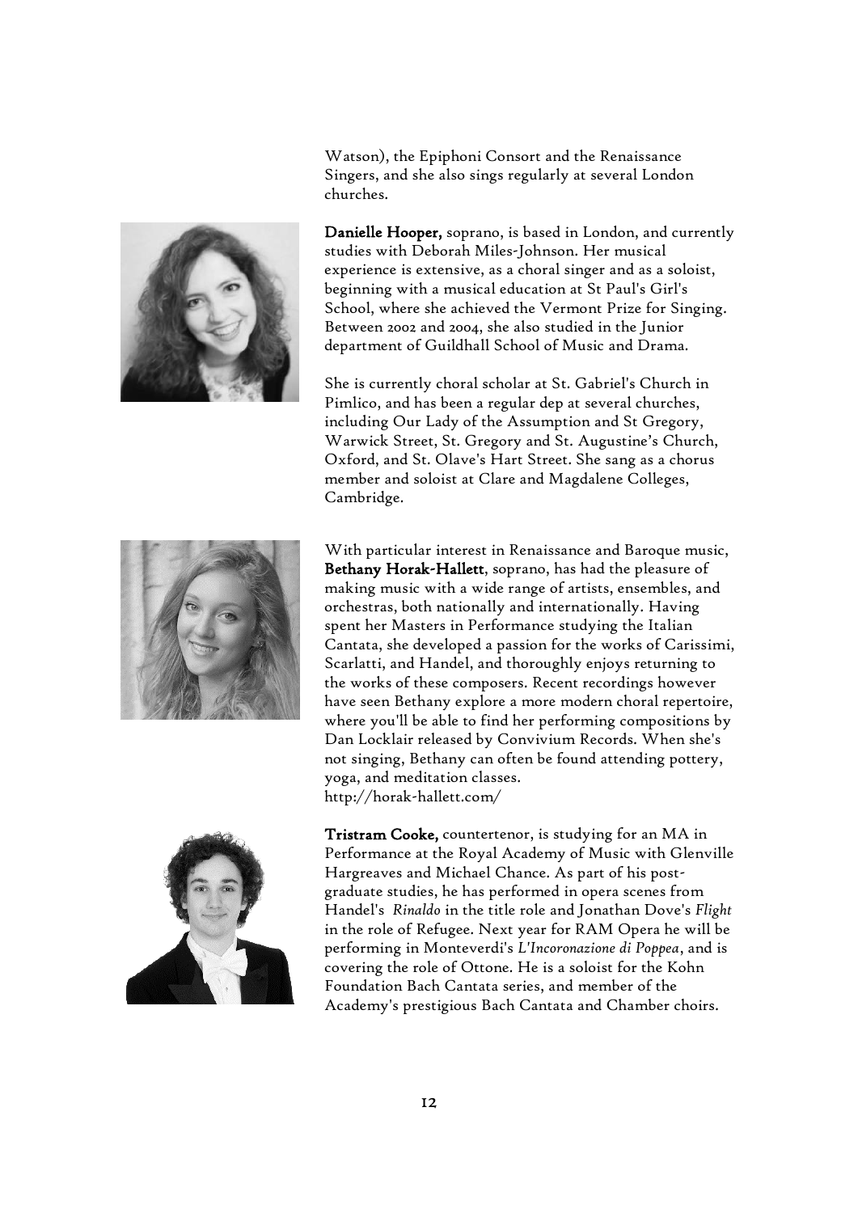Watson), the Epiphoni Consort and the Renaissance Singers, and she also sings regularly at several London churches.

**Danielle Hooper,** soprano, is based in London, and currently studies with Deborah Miles-Johnson. Her musical experience is extensive, as a choral singer and as a soloist, beginning with a musical education at St Paul's Girl's School, where she achieved the Vermont Prize for Singing. Between 2002 and 2004, she also studied in the Junior department of Guildhall School of Music and Drama.

She is currently choral scholar at St. Gabriel's Church in Pimlico, and has been a regular dep at several churches, including Our Lady of the Assumption and St Gregory, Warwick Street, St. Gregory and St. Augustine's Church, Oxford, and St. Olave's Hart Street. She sang as a chorus member and soloist at Clare and Magdalene Colleges, Cambridge.

With particular interest in Renaissance and Baroque music, **Bethany Horak-Hallett**, soprano, has had the pleasure of making music with a wide range of artists, ensembles, and orchestras, both nationally and internationally. Having spent her Masters in Performance studying the Italian Cantata, she developed a passion for the works of Carissimi, Scarlatti, and Handel, and thoroughly enjoys returning to the works of these composers. Recent recordings however have seen Bethany explore a more modern choral repertoire, where you'll be able to find her performing compositions by Dan Locklair released by Convivium Records. When she's not singing, Bethany can often be found attending pottery, yoga, and meditation classes.
http://horak-hallett.com/

**Tristram Cooke,** countertenor, is studying for an MA in Performance at the Royal Academy of Music with Glenville Hargreaves and Michael Chance. As part of his post-graduate studies, he has performed in opera scenes from Handel's *Rinaldo* in the title role and Jonathan Dove's *Flight* in the role of Refugee. Next year for RAM Opera he will be performing in Monteverdi's *L'Incoronazione di Poppea*, and is covering the role of Ottone. He is a soloist for the Kohn Foundation Bach Cantata series, and member of the Academy's prestigious Bach Cantata and Chamber choirs.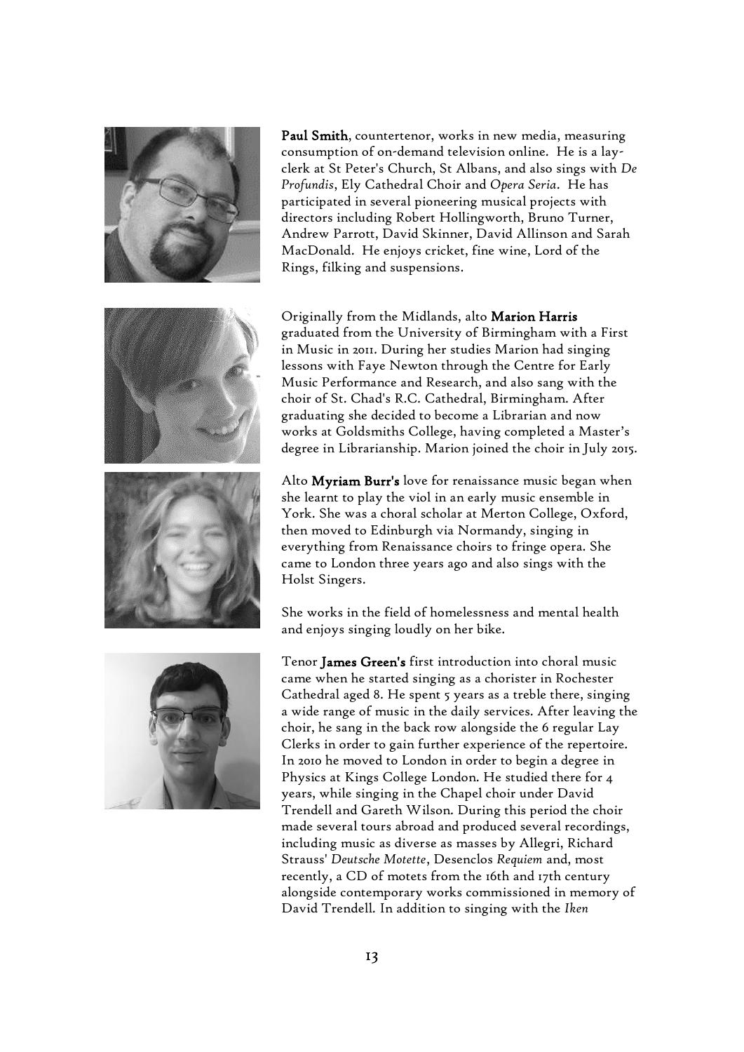**Paul Smith**, countertenor, works in new media, measuring consumption of on-demand television online. He is a lay-clerk at St Peter's Church, St Albans, and also sings with *De Profundis*, Ely Cathedral Choir and *Opera Seria*. He has participated in several pioneering musical projects with directors including Robert Hollingworth, Bruno Turner, Andrew Parrott, David Skinner, David Allinson and Sarah MacDonald. He enjoys cricket, fine wine, Lord of the Rings, filking and suspensions.

Originally from the Midlands, alto **Marion Harris** graduated from the University of Birmingham with a First in Music in 2011. During her studies Marion had singing lessons with Faye Newton through the Centre for Early Music Performance and Research, and also sang with the choir of St. Chad's R.C. Cathedral, Birmingham. After graduating she decided to become a Librarian and now works at Goldsmiths College, having completed a Master's degree in Librarianship. Marion joined the choir in July 2015.

Alto **Myriam Burr's** love for renaissance music began when she learnt to play the viol in an early music ensemble in York. She was a choral scholar at Merton College, Oxford, then moved to Edinburgh via Normandy, singing in everything from Renaissance choirs to fringe opera. She came to London three years ago and also sings with the Holst Singers.

She works in the field of homelessness and mental health and enjoys singing loudly on her bike.

Tenor **James Green's** first introduction into choral music came when he started singing as a chorister in Rochester Cathedral aged 8. He spent 5 years as a treble there, singing a wide range of music in the daily services. After leaving the choir, he sang in the back row alongside the 6 regular Lay Clerks in order to gain further experience of the repertoire. In 2010 he moved to London in order to begin a degree in Physics at Kings College London. He studied there for 4 years, while singing in the Chapel choir under David Trendell and Gareth Wilson. During this period the choir made several tours abroad and produced several recordings, including music as diverse as masses by Allegri, Richard Strauss' *Deutsche Motette*, Desenclos *Requiem* and, most recently, a CD of motets from the 16th and 17th century alongside contemporary works commissioned in memory of David Trendell. In addition to singing with the *Iken*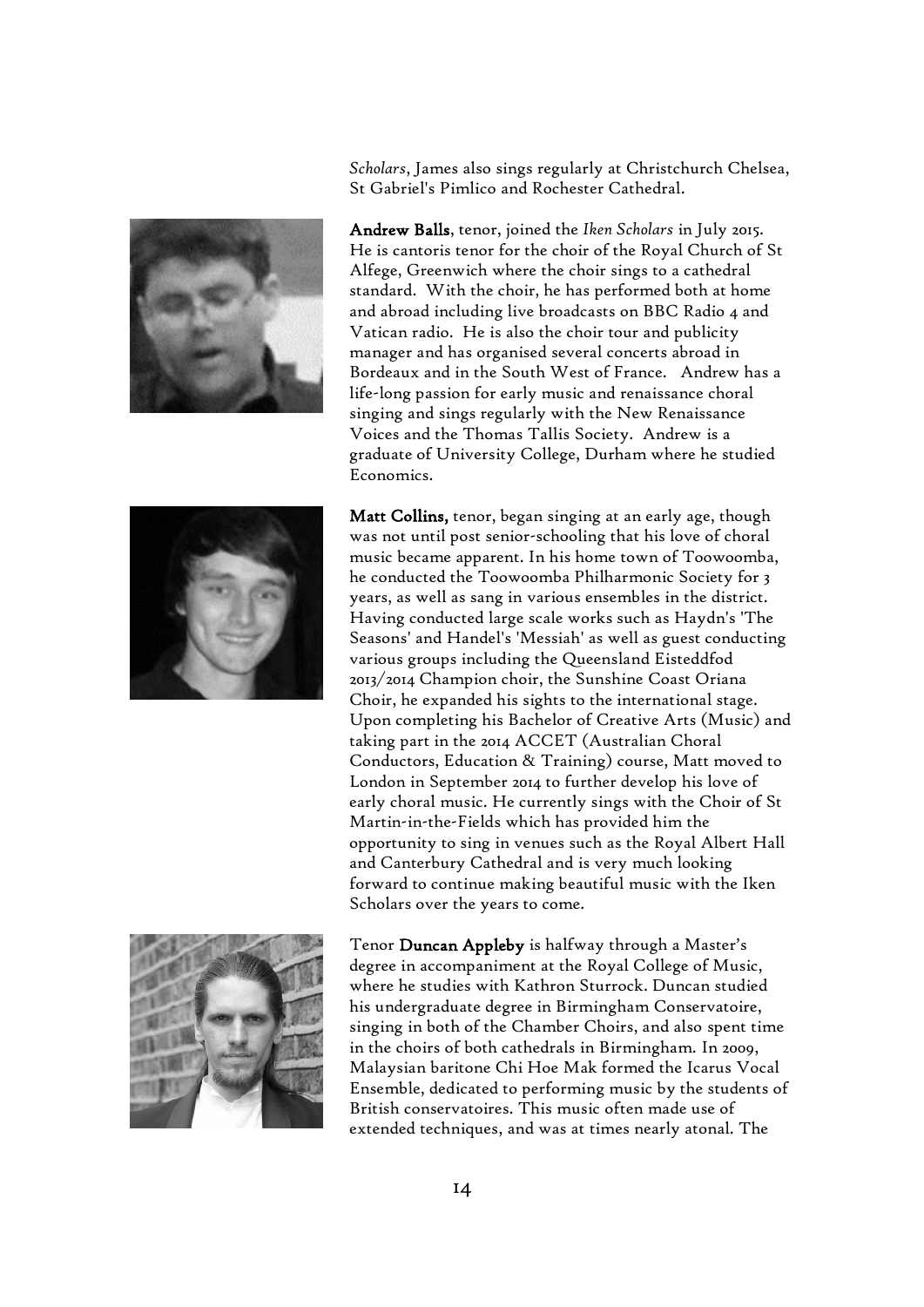*Scholars*, James also sings regularly at Christchurch Chelsea, St Gabriel's Pimlico and Rochester Cathedral.

**Andrew Balls**, tenor, joined the *Iken Scholars* in July 2015. He is cantoris tenor for the choir of the Royal Church of St Alfege, Greenwich where the choir sings to a cathedral standard. With the choir, he has performed both at home and abroad including live broadcasts on BBC Radio 4 and Vatican radio. He is also the choir tour and publicity manager and has organised several concerts abroad in Bordeaux and in the South West of France. Andrew has a life-long passion for early music and renaissance choral singing and sings regularly with the New Renaissance Voices and the Thomas Tallis Society. Andrew is a graduate of University College, Durham where he studied Economics.

**Matt Collins,** tenor, began singing at an early age, though was not until post senior-schooling that his love of choral music became apparent. In his home town of Toowoomba, he conducted the Toowoomba Philharmonic Society for 3 years, as well as sang in various ensembles in the district. Having conducted large scale works such as Haydn's 'The Seasons' and Handel's 'Messiah' as well as guest conducting various groups including the Queensland Eisteddfod 2013/2014 Champion choir, the Sunshine Coast Oriana Choir, he expanded his sights to the international stage. Upon completing his Bachelor of Creative Arts (Music) and taking part in the 2014 ACCET (Australian Choral Conductors, Education & Training) course, Matt moved to London in September 2014 to further develop his love of early choral music. He currently sings with the Choir of St Martin-in-the-Fields which has provided him the opportunity to sing in venues such as the Royal Albert Hall and Canterbury Cathedral and is very much looking forward to continue making beautiful music with the Iken Scholars over the years to come.

Tenor **Duncan Appleby** is halfway through a Master's degree in accompaniment at the Royal College of Music, where he studies with Kathron Sturrock. Duncan studied his undergraduate degree in Birmingham Conservatoire, singing in both of the Chamber Choirs, and also spent time in the choirs of both cathedrals in Birmingham. In 2009, Malaysian baritone Chi Hoe Mak formed the Icarus Vocal Ensemble, dedicated to performing music by the students of British conservatoires. This music often made use of extended techniques, and was at times nearly atonal. The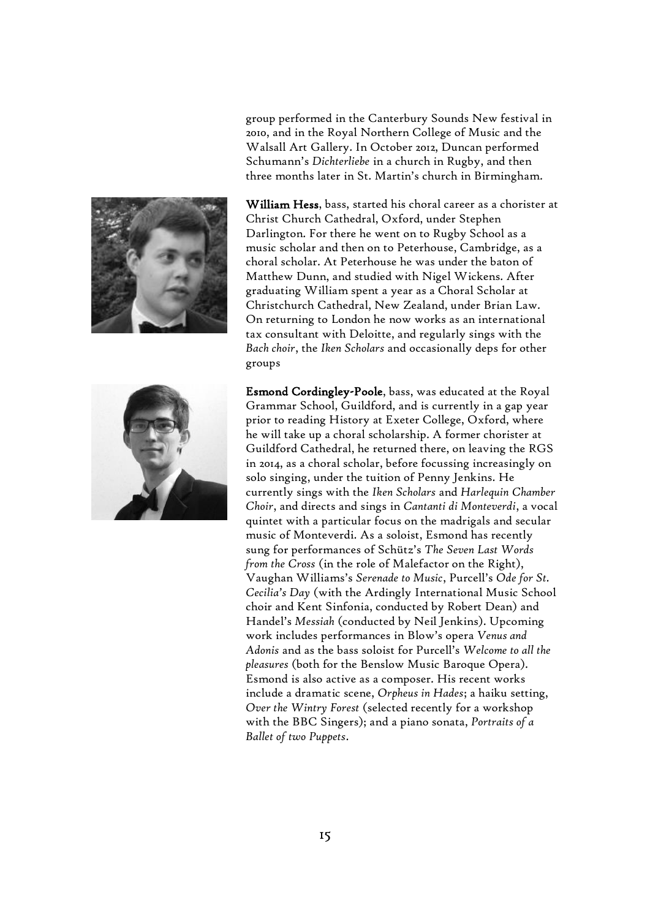group performed in the Canterbury Sounds New festival in 2010, and in the Royal Northern College of Music and the Walsall Art Gallery. In October 2012, Duncan performed Schumann's *Dichterliebe* in a church in Rugby, and then three months later in St. Martin's church in Birmingham.

**William Hess**, bass, started his choral career as a chorister at Christ Church Cathedral, Oxford, under Stephen Darlington. For there he went on to Rugby School as a music scholar and then on to Peterhouse, Cambridge, as a choral scholar. At Peterhouse he was under the baton of Matthew Dunn, and studied with Nigel Wickens. After graduating William spent a year as a Choral Scholar at Christchurch Cathedral, New Zealand, under Brian Law. On returning to London he now works as an international tax consultant with Deloitte, and regularly sings with the *Bach choir*, the *Iken Scholars* and occasionally deps for other groups

**Esmond Cordingley-Poole**, bass, was educated at the Royal Grammar School, Guildford, and is currently in a gap year prior to reading History at Exeter College, Oxford, where he will take up a choral scholarship. A former chorister at Guildford Cathedral, he returned there, on leaving the RGS in 2014, as a choral scholar, before focussing increasingly on solo singing, under the tuition of Penny Jenkins. He currently sings with the *Iken Scholars* and *Harlequin Chamber Choir*, and directs and sings in *Cantanti di Monteverdi*, a vocal quintet with a particular focus on the madrigals and secular music of Monteverdi. As a soloist, Esmond has recently sung for performances of Schütz's *The Seven Last Words from the Cross* (in the role of Malefactor on the Right), Vaughan Williams's *Serenade to Music*, Purcell's *Ode for St. Cecilia's Day* (with the Ardingly International Music School choir and Kent Sinfonia, conducted by Robert Dean) and Handel's *Messiah* (conducted by Neil Jenkins). Upcoming work includes performances in Blow's opera *Venus and Adonis* and as the bass soloist for Purcell's *Welcome to all the pleasures* (both for the Benslow Music Baroque Opera). Esmond is also active as a composer. His recent works include a dramatic scene, *Orpheus in Hades*; a haiku setting, *Over the Wintry Forest* (selected recently for a workshop with the BBC Singers); and a piano sonata, *Portraits of a Ballet of two Puppets*.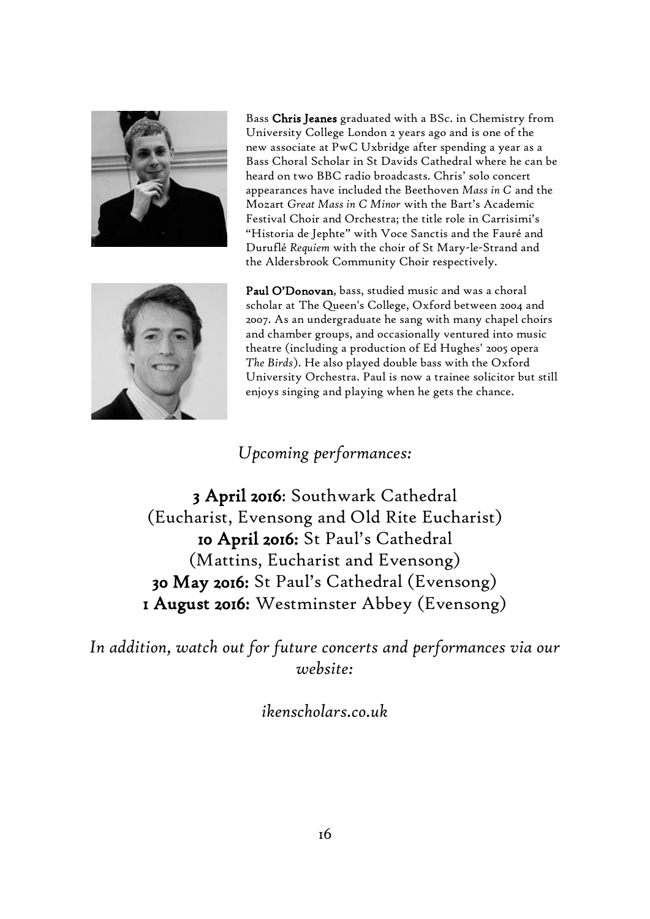Bass **Chris Jeanes** graduated with a BSc. in Chemistry from University College London 2 years ago and is one of the new associate at PwC Uxbridge after spending a year as a Bass Choral Scholar in St Davids Cathedral where he can be heard on two BBC radio broadcasts. Chris' solo concert appearances have included the Beethoven *Mass in C* and the Mozart *Great Mass in C Minor* with the Bart's Academic Festival Choir and Orchestra; the title role in Carrisimi's "Historia de Jephte" with Voce Sanctis and the Fauré and Duruflé *Requiem* with the choir of St Mary-le-Strand and the Aldersbrook Community Choir respectively.

**Paul O'Donovan**, bass, studied music and was a choral scholar at The Queen's College, Oxford between 2004 and 2007. As an undergraduate he sang with many chapel choirs and chamber groups, and occasionally ventured into music theatre (including a production of Ed Hughes' 2005 opera *The Birds*). He also played double bass with the Oxford University Orchestra. Paul is now a trainee solicitor but still enjoys singing and playing when he gets the chance.

*Upcoming performances:*

**3 April 2016**: Southwark Cathedral
(Eucharist, Evensong and Old Rite Eucharist)
**10 April 2016:** St Paul's Cathedral
(Mattins, Eucharist and Evensong)
**30 May 2016:** St Paul's Cathedral (Evensong)
**1 August 2016:** Westminster Abbey (Evensong)

*In addition, watch out for future concerts and performances via our website:*

*ikenscholars.co.uk*